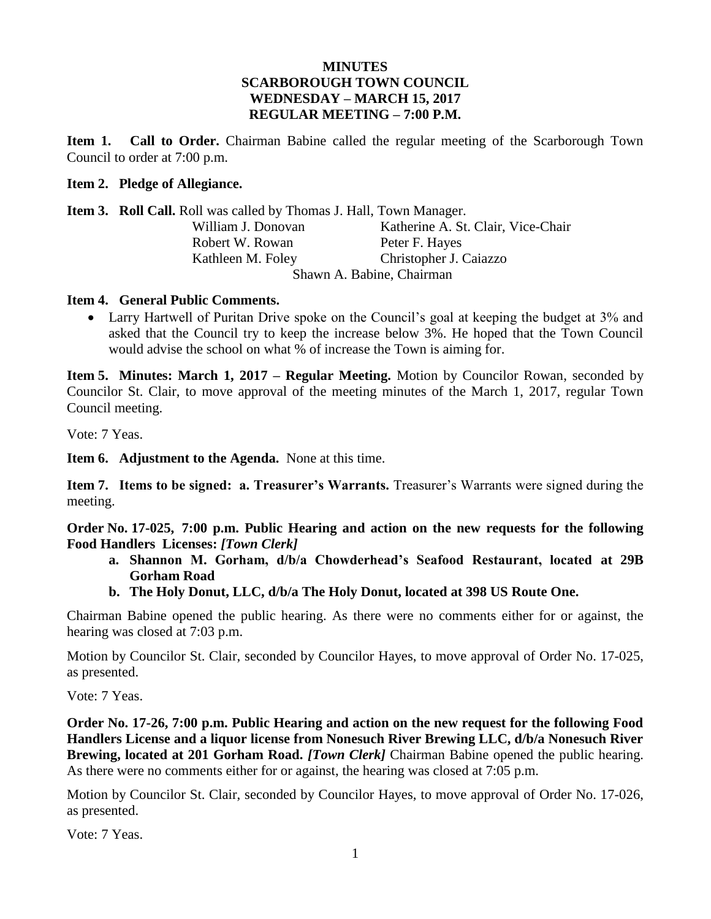**MINUTES**
**SCARBOROUGH TOWN COUNCIL**
**WEDNESDAY – MARCH 15, 2017**
**REGULAR MEETING – 7:00 P.M.**

**Item 1. Call to Order.** Chairman Babine called the regular meeting of the Scarborough Town Council to order at 7:00 p.m.

**Item 2. Pledge of Allegiance.**

**Item 3. Roll Call.** Roll was called by Thomas J. Hall, Town Manager.

| | |
|---|---|
| William J. Donovan | Katherine A. St. Clair, Vice-Chair |
| Robert W. Rowan | Peter F. Hayes |
| Kathleen M. Foley | Christopher J. Caiazzo |

Shawn A. Babine, Chairman

**Item 4. General Public Comments.**

- Larry Hartwell of Puritan Drive spoke on the Council's goal at keeping the budget at 3% and asked that the Council try to keep the increase below 3%. He hoped that the Town Council would advise the school on what % of increase the Town is aiming for.

**Item 5. Minutes: March 1, 2017 – Regular Meeting.** Motion by Councilor Rowan, seconded by Councilor St. Clair, to move approval of the meeting minutes of the March 1, 2017, regular Town Council meeting.

Vote: 7 Yeas.

**Item 6. Adjustment to the Agenda.** None at this time.

**Item 7. Items to be signed: a. Treasurer's Warrants.** Treasurer's Warrants were signed during the meeting.

**Order No. 17-025, 7:00 p.m. Public Hearing and action on the new requests for the following Food Handlers Licenses:** ***[Town Clerk]***

a. **Shannon M. Gorham, d/b/a Chowderhead's Seafood Restaurant, located at 29B Gorham Road**
b. **The Holy Donut, LLC, d/b/a The Holy Donut, located at 398 US Route One.**

Chairman Babine opened the public hearing. As there were no comments either for or against, the hearing was closed at 7:03 p.m.

Motion by Councilor St. Clair, seconded by Councilor Hayes, to move approval of Order No. 17-025, as presented.

Vote: 7 Yeas.

**Order No. 17-26, 7:00 p.m. Public Hearing and action on the new request for the following Food Handlers License and a liquor license from Nonesuch River Brewing LLC, d/b/a Nonesuch River Brewing, located at 201 Gorham Road.** ***[Town Clerk]*** Chairman Babine opened the public hearing. As there were no comments either for or against, the hearing was closed at 7:05 p.m.

Motion by Councilor St. Clair, seconded by Councilor Hayes, to move approval of Order No. 17-026, as presented.

Vote: 7 Yeas.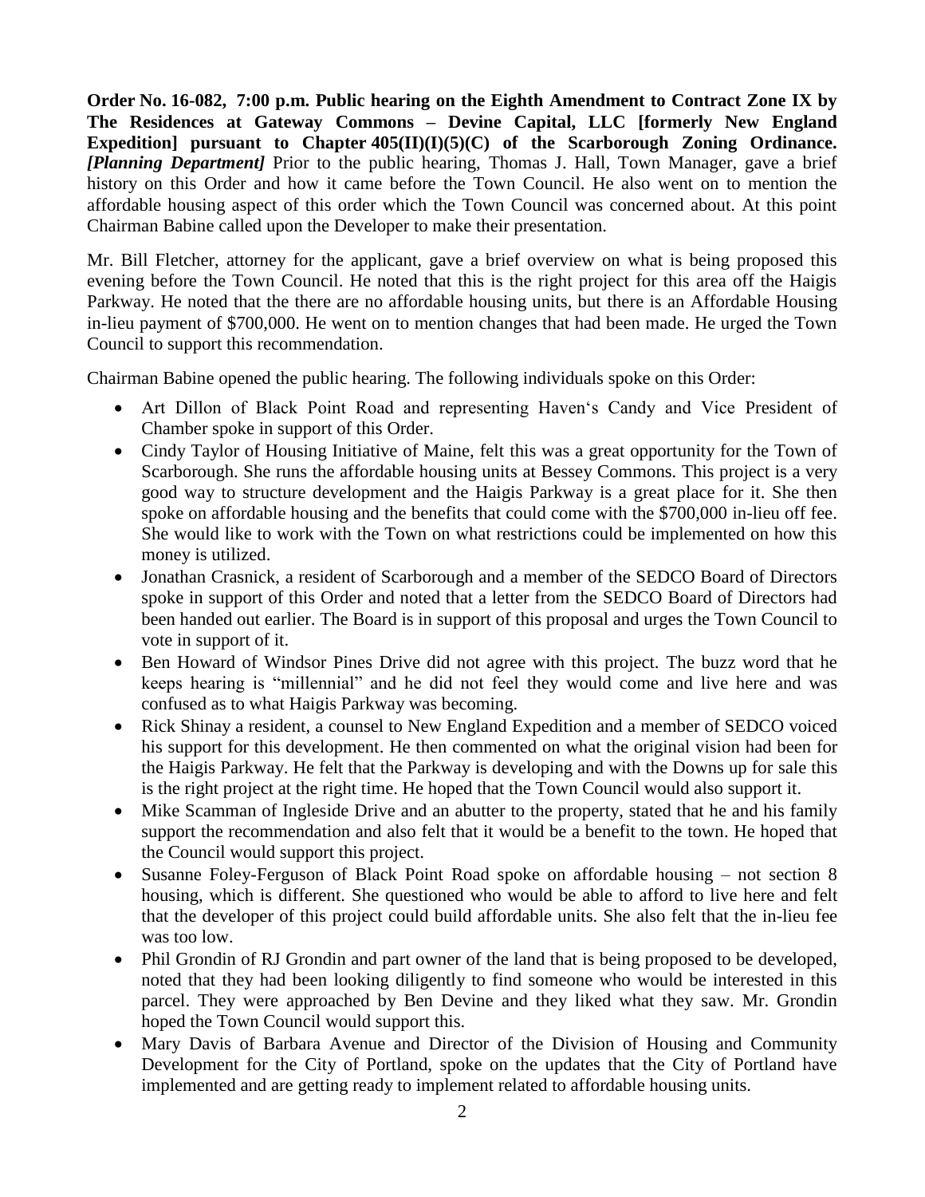**Order No. 16-082, 7:00 p.m. Public hearing on the Eighth Amendment to Contract Zone IX by The Residences at Gateway Commons – Devine Capital, LLC [formerly New England Expedition] pursuant to Chapter 405(II)(I)(5)(C) of the Scarborough Zoning Ordinance.** ***[Planning Department]*** Prior to the public hearing, Thomas J. Hall, Town Manager, gave a brief history on this Order and how it came before the Town Council. He also went on to mention the affordable housing aspect of this order which the Town Council was concerned about. At this point Chairman Babine called upon the Developer to make their presentation.

Mr. Bill Fletcher, attorney for the applicant, gave a brief overview on what is being proposed this evening before the Town Council. He noted that this is the right project for this area off the Haigis Parkway. He noted that the there are no affordable housing units, but there is an Affordable Housing in-lieu payment of $700,000. He went on to mention changes that had been made. He urged the Town Council to support this recommendation.

Chairman Babine opened the public hearing. The following individuals spoke on this Order:

- Art Dillon of Black Point Road and representing Haven's Candy and Vice President of Chamber spoke in support of this Order.
- Cindy Taylor of Housing Initiative of Maine, felt this was a great opportunity for the Town of Scarborough. She runs the affordable housing units at Bessey Commons. This project is a very good way to structure development and the Haigis Parkway is a great place for it. She then spoke on affordable housing and the benefits that could come with the $700,000 in-lieu off fee. She would like to work with the Town on what restrictions could be implemented on how this money is utilized.
- Jonathan Crasnick, a resident of Scarborough and a member of the SEDCO Board of Directors spoke in support of this Order and noted that a letter from the SEDCO Board of Directors had been handed out earlier. The Board is in support of this proposal and urges the Town Council to vote in support of it.
- Ben Howard of Windsor Pines Drive did not agree with this project. The buzz word that he keeps hearing is "millennial" and he did not feel they would come and live here and was confused as to what Haigis Parkway was becoming.
- Rick Shinay a resident, a counsel to New England Expedition and a member of SEDCO voiced his support for this development. He then commented on what the original vision had been for the Haigis Parkway. He felt that the Parkway is developing and with the Downs up for sale this is the right project at the right time. He hoped that the Town Council would also support it.
- Mike Scamman of Ingleside Drive and an abutter to the property, stated that he and his family support the recommendation and also felt that it would be a benefit to the town. He hoped that the Council would support this project.
- Susanne Foley-Ferguson of Black Point Road spoke on affordable housing – not section 8 housing, which is different. She questioned who would be able to afford to live here and felt that the developer of this project could build affordable units. She also felt that the in-lieu fee was too low.
- Phil Grondin of RJ Grondin and part owner of the land that is being proposed to be developed, noted that they had been looking diligently to find someone who would be interested in this parcel. They were approached by Ben Devine and they liked what they saw. Mr. Grondin hoped the Town Council would support this.
- Mary Davis of Barbara Avenue and Director of the Division of Housing and Community Development for the City of Portland, spoke on the updates that the City of Portland have implemented and are getting ready to implement related to affordable housing units.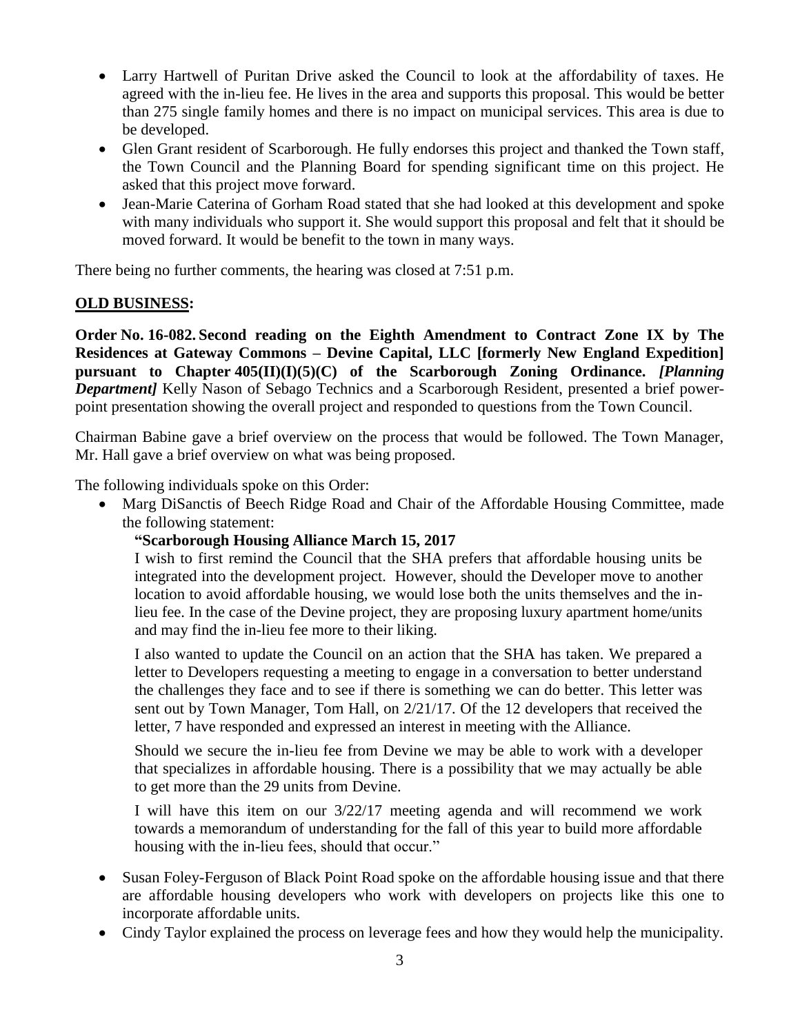- Larry Hartwell of Puritan Drive asked the Council to look at the affordability of taxes. He agreed with the in-lieu fee. He lives in the area and supports this proposal. This would be better than 275 single family homes and there is no impact on municipal services. This area is due to be developed.
- Glen Grant resident of Scarborough. He fully endorses this project and thanked the Town staff, the Town Council and the Planning Board for spending significant time on this project. He asked that this project move forward.
- Jean-Marie Caterina of Gorham Road stated that she had looked at this development and spoke with many individuals who support it. She would support this proposal and felt that it should be moved forward. It would be benefit to the town in many ways.

There being no further comments, the hearing was closed at 7:51 p.m.

**OLD BUSINESS:**

**Order No. 16-082. Second reading on the Eighth Amendment to Contract Zone IX by The Residences at Gateway Commons – Devine Capital, LLC [formerly New England Expedition] pursuant to Chapter 405(II)(I)(5)(C) of the Scarborough Zoning Ordinance.** ***[Planning Department]*** Kelly Nason of Sebago Technics and a Scarborough Resident, presented a brief power-point presentation showing the overall project and responded to questions from the Town Council.

Chairman Babine gave a brief overview on the process that would be followed. The Town Manager, Mr. Hall gave a brief overview on what was being proposed.

The following individuals spoke on this Order:

- Marg DiSanctis of Beech Ridge Road and Chair of the Affordable Housing Committee, made the following statement:

  **"Scarborough Housing Alliance March 15, 2017**

  I wish to first remind the Council that the SHA prefers that affordable housing units be integrated into the development project. However, should the Developer move to another location to avoid affordable housing, we would lose both the units themselves and the in-lieu fee. In the case of the Devine project, they are proposing luxury apartment home/units and may find the in-lieu fee more to their liking.

  I also wanted to update the Council on an action that the SHA has taken. We prepared a letter to Developers requesting a meeting to engage in a conversation to better understand the challenges they face and to see if there is something we can do better. This letter was sent out by Town Manager, Tom Hall, on 2/21/17. Of the 12 developers that received the letter, 7 have responded and expressed an interest in meeting with the Alliance.

  Should we secure the in-lieu fee from Devine we may be able to work with a developer that specializes in affordable housing. There is a possibility that we may actually be able to get more than the 29 units from Devine.

  I will have this item on our 3/22/17 meeting agenda and will recommend we work towards a memorandum of understanding for the fall of this year to build more affordable housing with the in-lieu fees, should that occur."

- Susan Foley-Ferguson of Black Point Road spoke on the affordable housing issue and that there are affordable housing developers who work with developers on projects like this one to incorporate affordable units.
- Cindy Taylor explained the process on leverage fees and how they would help the municipality.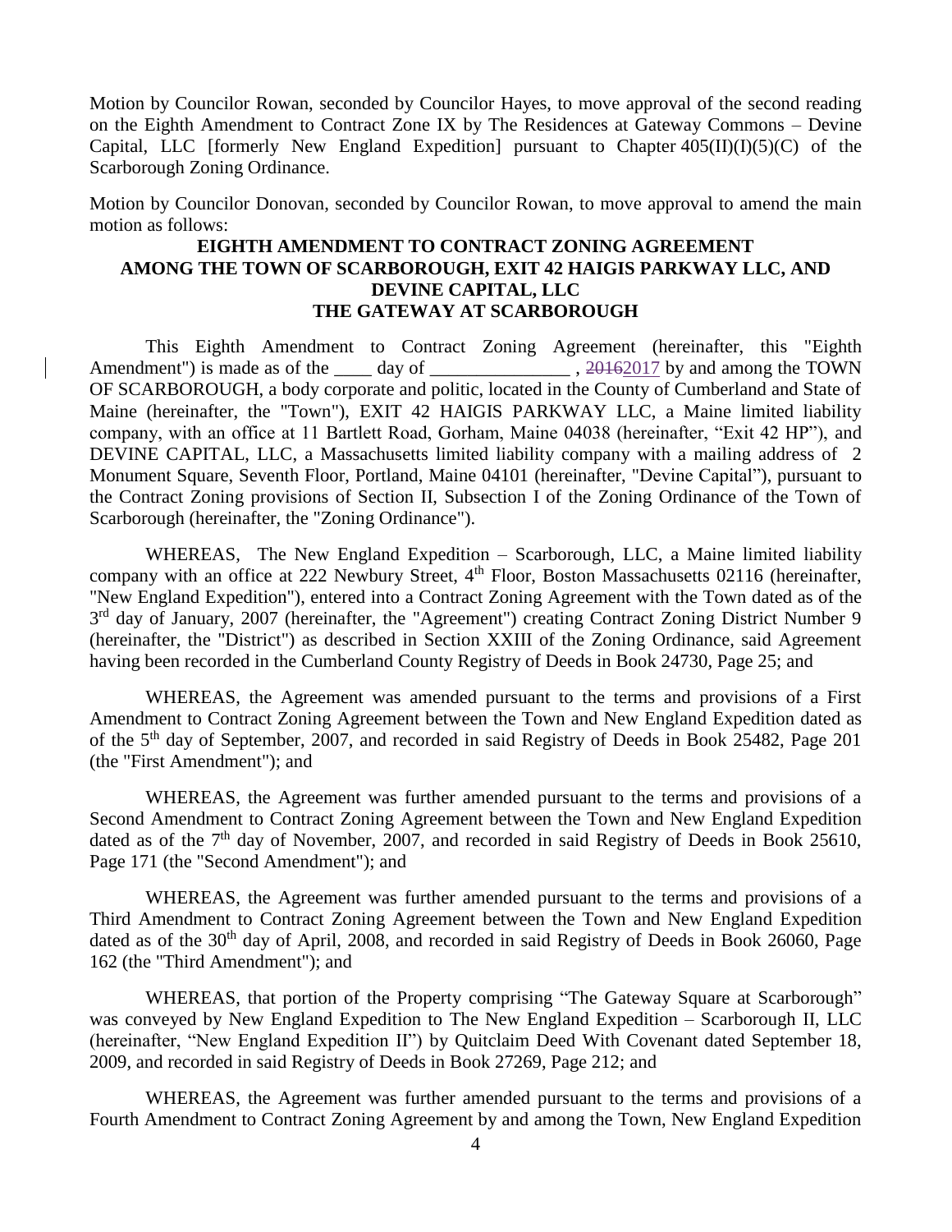Motion by Councilor Rowan, seconded by Councilor Hayes, to move approval of the second reading on the Eighth Amendment to Contract Zone IX by The Residences at Gateway Commons – Devine Capital, LLC [formerly New England Expedition] pursuant to Chapter 405(II)(I)(5)(C) of the Scarborough Zoning Ordinance.

Motion by Councilor Donovan, seconded by Councilor Rowan, to move approval to amend the main motion as follows:

**EIGHTH AMENDMENT TO CONTRACT ZONING AGREEMENT AMONG THE TOWN OF SCARBOROUGH, EXIT 42 HAIGIS PARKWAY LLC, AND DEVINE CAPITAL, LLC**
**THE GATEWAY AT SCARBOROUGH**

This Eighth Amendment to Contract Zoning Agreement (hereinafter, this "Eighth Amendment") is made as of the ____ day of _______________ , ~~2016~~2017 by and among the TOWN OF SCARBOROUGH, a body corporate and politic, located in the County of Cumberland and State of Maine (hereinafter, the "Town"), EXIT 42 HAIGIS PARKWAY LLC, a Maine limited liability company, with an office at 11 Bartlett Road, Gorham, Maine 04038 (hereinafter, "Exit 42 HP"), and DEVINE CAPITAL, LLC, a Massachusetts limited liability company with a mailing address of 2 Monument Square, Seventh Floor, Portland, Maine 04101 (hereinafter, "Devine Capital"), pursuant to the Contract Zoning provisions of Section II, Subsection I of the Zoning Ordinance of the Town of Scarborough (hereinafter, the "Zoning Ordinance").

WHEREAS, The New England Expedition – Scarborough, LLC, a Maine limited liability company with an office at 222 Newbury Street, 4th Floor, Boston Massachusetts 02116 (hereinafter, "New England Expedition"), entered into a Contract Zoning Agreement with the Town dated as of the 3rd day of January, 2007 (hereinafter, the "Agreement") creating Contract Zoning District Number 9 (hereinafter, the "District") as described in Section XXIII of the Zoning Ordinance, said Agreement having been recorded in the Cumberland County Registry of Deeds in Book 24730, Page 25; and

WHEREAS, the Agreement was amended pursuant to the terms and provisions of a First Amendment to Contract Zoning Agreement between the Town and New England Expedition dated as of the 5th day of September, 2007, and recorded in said Registry of Deeds in Book 25482, Page 201 (the "First Amendment"); and

WHEREAS, the Agreement was further amended pursuant to the terms and provisions of a Second Amendment to Contract Zoning Agreement between the Town and New England Expedition dated as of the 7th day of November, 2007, and recorded in said Registry of Deeds in Book 25610, Page 171 (the "Second Amendment"); and

WHEREAS, the Agreement was further amended pursuant to the terms and provisions of a Third Amendment to Contract Zoning Agreement between the Town and New England Expedition dated as of the 30th day of April, 2008, and recorded in said Registry of Deeds in Book 26060, Page 162 (the "Third Amendment"); and

WHEREAS, that portion of the Property comprising "The Gateway Square at Scarborough" was conveyed by New England Expedition to The New England Expedition – Scarborough II, LLC (hereinafter, "New England Expedition II") by Quitclaim Deed With Covenant dated September 18, 2009, and recorded in said Registry of Deeds in Book 27269, Page 212; and

WHEREAS, the Agreement was further amended pursuant to the terms and provisions of a Fourth Amendment to Contract Zoning Agreement by and among the Town, New England Expedition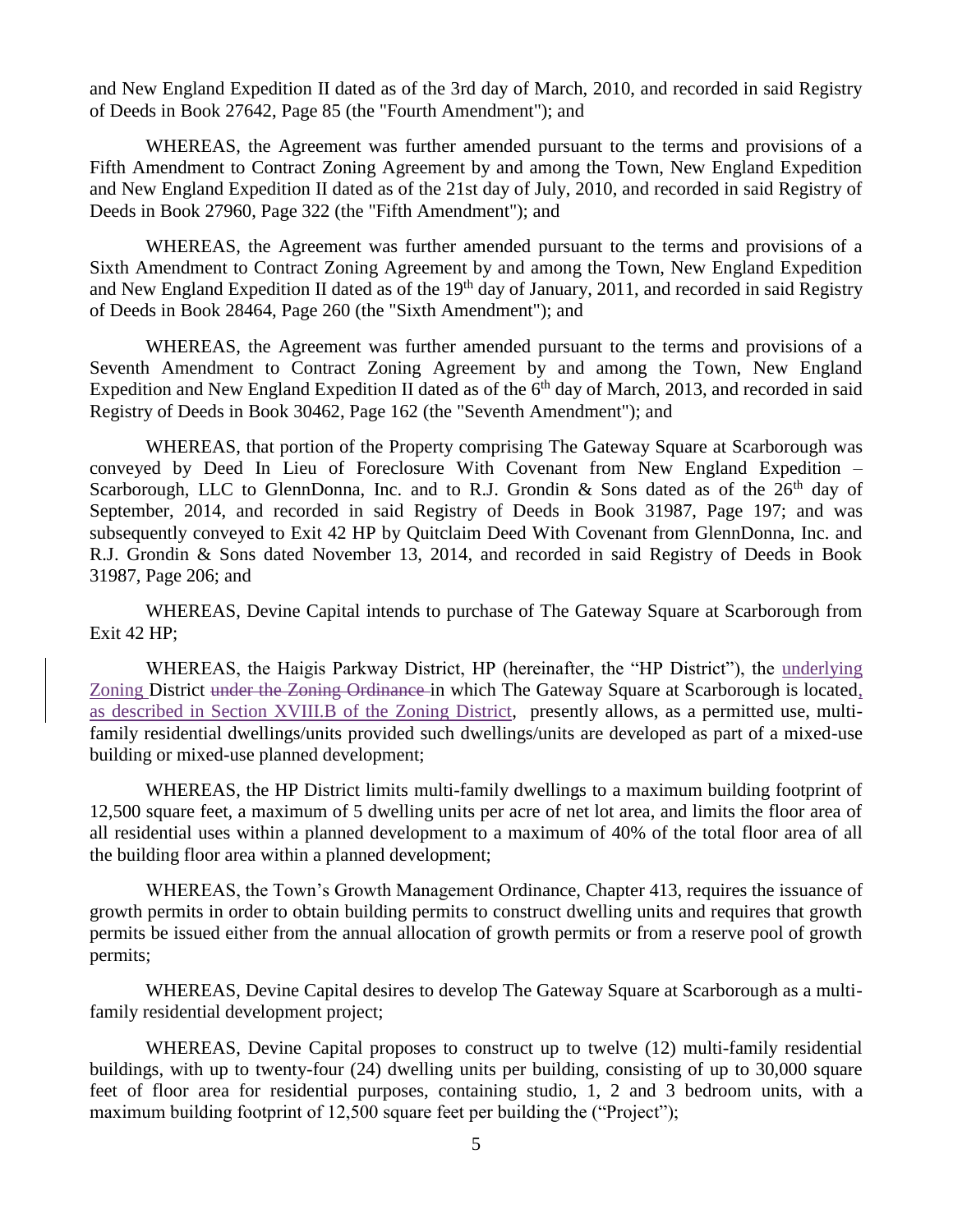and New England Expedition II dated as of the 3rd day of March, 2010, and recorded in said Registry of Deeds in Book 27642, Page 85 (the "Fourth Amendment"); and

WHEREAS, the Agreement was further amended pursuant to the terms and provisions of a Fifth Amendment to Contract Zoning Agreement by and among the Town, New England Expedition and New England Expedition II dated as of the 21st day of July, 2010, and recorded in said Registry of Deeds in Book 27960, Page 322 (the "Fifth Amendment"); and

WHEREAS, the Agreement was further amended pursuant to the terms and provisions of a Sixth Amendment to Contract Zoning Agreement by and among the Town, New England Expedition and New England Expedition II dated as of the 19th day of January, 2011, and recorded in said Registry of Deeds in Book 28464, Page 260 (the "Sixth Amendment"); and

WHEREAS, the Agreement was further amended pursuant to the terms and provisions of a Seventh Amendment to Contract Zoning Agreement by and among the Town, New England Expedition and New England Expedition II dated as of the 6th day of March, 2013, and recorded in said Registry of Deeds in Book 30462, Page 162 (the "Seventh Amendment"); and

WHEREAS, that portion of the Property comprising The Gateway Square at Scarborough was conveyed by Deed In Lieu of Foreclosure With Covenant from New England Expedition – Scarborough, LLC to GlennDonna, Inc. and to R.J. Grondin & Sons dated as of the 26th day of September, 2014, and recorded in said Registry of Deeds in Book 31987, Page 197; and was subsequently conveyed to Exit 42 HP by Quitclaim Deed With Covenant from GlennDonna, Inc. and R.J. Grondin & Sons dated November 13, 2014, and recorded in said Registry of Deeds in Book 31987, Page 206; and

WHEREAS, Devine Capital intends to purchase of The Gateway Square at Scarborough from Exit 42 HP;

WHEREAS, the Haigis Parkway District, HP (hereinafter, the "HP District"), the underlying Zoning District ~~under the Zoning Ordinance~~ in which The Gateway Square at Scarborough is located, as described in Section XVIII.B of the Zoning District, presently allows, as a permitted use, multi-family residential dwellings/units provided such dwellings/units are developed as part of a mixed-use building or mixed-use planned development;

WHEREAS, the HP District limits multi-family dwellings to a maximum building footprint of 12,500 square feet, a maximum of 5 dwelling units per acre of net lot area, and limits the floor area of all residential uses within a planned development to a maximum of 40% of the total floor area of all the building floor area within a planned development;

WHEREAS, the Town's Growth Management Ordinance, Chapter 413, requires the issuance of growth permits in order to obtain building permits to construct dwelling units and requires that growth permits be issued either from the annual allocation of growth permits or from a reserve pool of growth permits;

WHEREAS, Devine Capital desires to develop The Gateway Square at Scarborough as a multi-family residential development project;

WHEREAS, Devine Capital proposes to construct up to twelve (12) multi-family residential buildings, with up to twenty-four (24) dwelling units per building, consisting of up to 30,000 square feet of floor area for residential purposes, containing studio, 1, 2 and 3 bedroom units, with a maximum building footprint of 12,500 square feet per building the ("Project");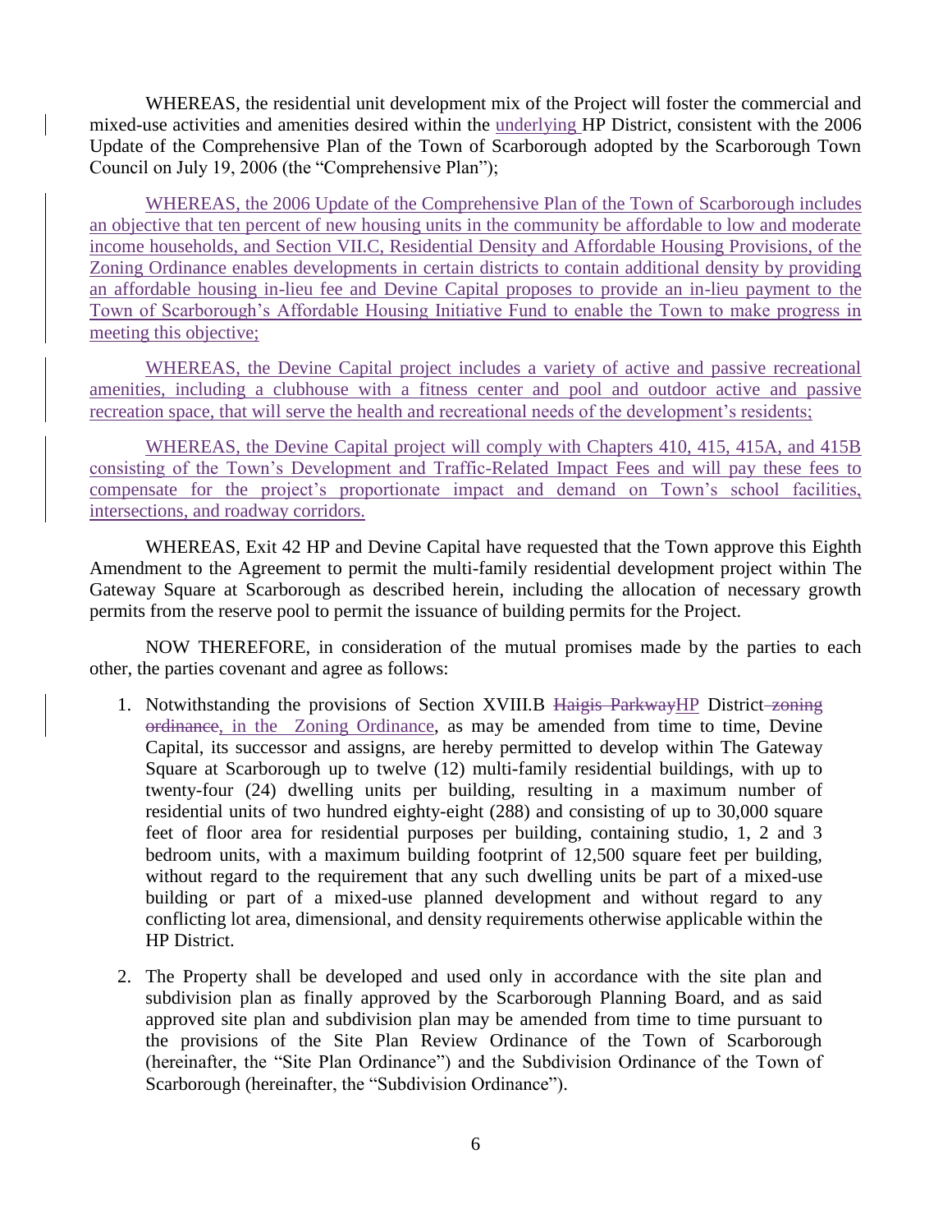WHEREAS, the residential unit development mix of the Project will foster the commercial and mixed-use activities and amenities desired within the underlying HP District, consistent with the 2006 Update of the Comprehensive Plan of the Town of Scarborough adopted by the Scarborough Town Council on July 19, 2006 (the "Comprehensive Plan");

WHEREAS, the 2006 Update of the Comprehensive Plan of the Town of Scarborough includes an objective that ten percent of new housing units in the community be affordable to low and moderate income households, and Section VII.C, Residential Density and Affordable Housing Provisions, of the Zoning Ordinance enables developments in certain districts to contain additional density by providing an affordable housing in-lieu fee and Devine Capital proposes to provide an in-lieu payment to the Town of Scarborough's Affordable Housing Initiative Fund to enable the Town to make progress in meeting this objective;

WHEREAS, the Devine Capital project includes a variety of active and passive recreational amenities, including a clubhouse with a fitness center and pool and outdoor active and passive recreation space, that will serve the health and recreational needs of the development's residents;

WHEREAS, the Devine Capital project will comply with Chapters 410, 415, 415A, and 415B consisting of the Town's Development and Traffic-Related Impact Fees and will pay these fees to compensate for the project's proportionate impact and demand on Town's school facilities, intersections, and roadway corridors.

WHEREAS, Exit 42 HP and Devine Capital have requested that the Town approve this Eighth Amendment to the Agreement to permit the multi-family residential development project within The Gateway Square at Scarborough as described herein, including the allocation of necessary growth permits from the reserve pool to permit the issuance of building permits for the Project.

NOW THEREFORE, in consideration of the mutual promises made by the parties to each other, the parties covenant and agree as follows:

1. Notwithstanding the provisions of Section XVIII.B ~~Haigis Parkway~~HP District ~~zoning ordinance~~, in the Zoning Ordinance, as may be amended from time to time, Devine Capital, its successor and assigns, are hereby permitted to develop within The Gateway Square at Scarborough up to twelve (12) multi-family residential buildings, with up to twenty-four (24) dwelling units per building, resulting in a maximum number of residential units of two hundred eighty-eight (288) and consisting of up to 30,000 square feet of floor area for residential purposes per building, containing studio, 1, 2 and 3 bedroom units, with a maximum building footprint of 12,500 square feet per building, without regard to the requirement that any such dwelling units be part of a mixed-use building or part of a mixed-use planned development and without regard to any conflicting lot area, dimensional, and density requirements otherwise applicable within the HP District.

2. The Property shall be developed and used only in accordance with the site plan and subdivision plan as finally approved by the Scarborough Planning Board, and as said approved site plan and subdivision plan may be amended from time to time pursuant to the provisions of the Site Plan Review Ordinance of the Town of Scarborough (hereinafter, the "Site Plan Ordinance") and the Subdivision Ordinance of the Town of Scarborough (hereinafter, the "Subdivision Ordinance").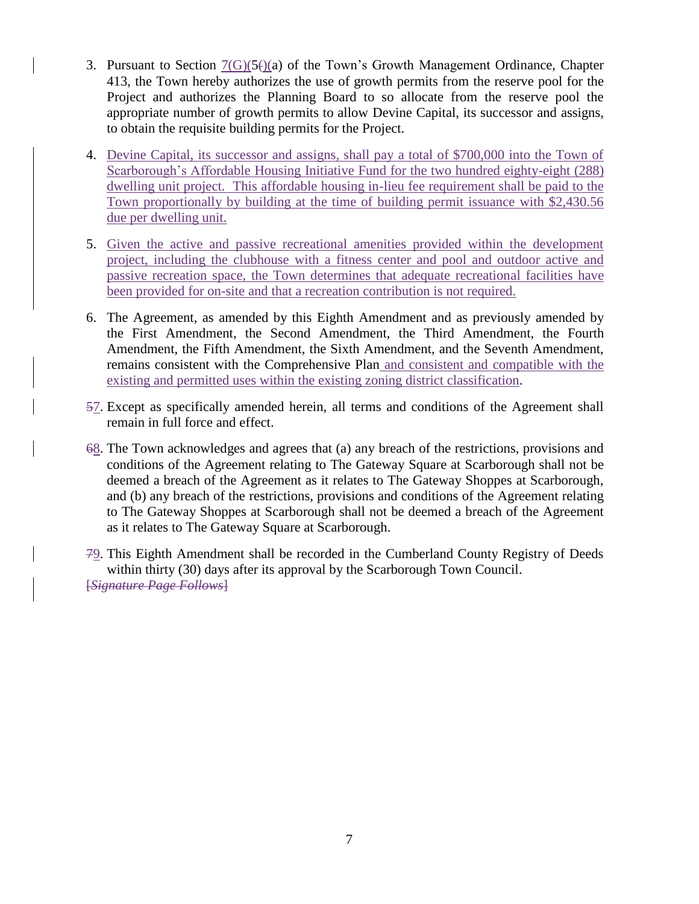3. Pursuant to Section 7(G)(5~~(~~)(a) of the Town's Growth Management Ordinance, Chapter 413, the Town hereby authorizes the use of growth permits from the reserve pool for the Project and authorizes the Planning Board to so allocate from the reserve pool the appropriate number of growth permits to allow Devine Capital, its successor and assigns, to obtain the requisite building permits for the Project.

4. Devine Capital, its successor and assigns, shall pay a total of $700,000 into the Town of Scarborough's Affordable Housing Initiative Fund for the two hundred eighty-eight (288) dwelling unit project. This affordable housing in-lieu fee requirement shall be paid to the Town proportionally by building at the time of building permit issuance with $2,430.56 due per dwelling unit.

5. Given the active and passive recreational amenities provided within the development project, including the clubhouse with a fitness center and pool and outdoor active and passive recreation space, the Town determines that adequate recreational facilities have been provided for on-site and that a recreation contribution is not required.

6. The Agreement, as amended by this Eighth Amendment and as previously amended by the First Amendment, the Second Amendment, the Third Amendment, the Fourth Amendment, the Fifth Amendment, the Sixth Amendment, and the Seventh Amendment, remains consistent with the Comprehensive Plan and consistent and compatible with the existing and permitted uses within the existing zoning district classification.

~~5~~7. Except as specifically amended herein, all terms and conditions of the Agreement shall remain in full force and effect.

~~6~~8. The Town acknowledges and agrees that (a) any breach of the restrictions, provisions and conditions of the Agreement relating to The Gateway Square at Scarborough shall not be deemed a breach of the Agreement as it relates to The Gateway Shoppes at Scarborough, and (b) any breach of the restrictions, provisions and conditions of the Agreement relating to The Gateway Shoppes at Scarborough shall not be deemed a breach of the Agreement as it relates to The Gateway Square at Scarborough.

~~7~~9. This Eighth Amendment shall be recorded in the Cumberland County Registry of Deeds within thirty (30) days after its approval by the Scarborough Town Council.

~~[*Signature Page Follows*]~~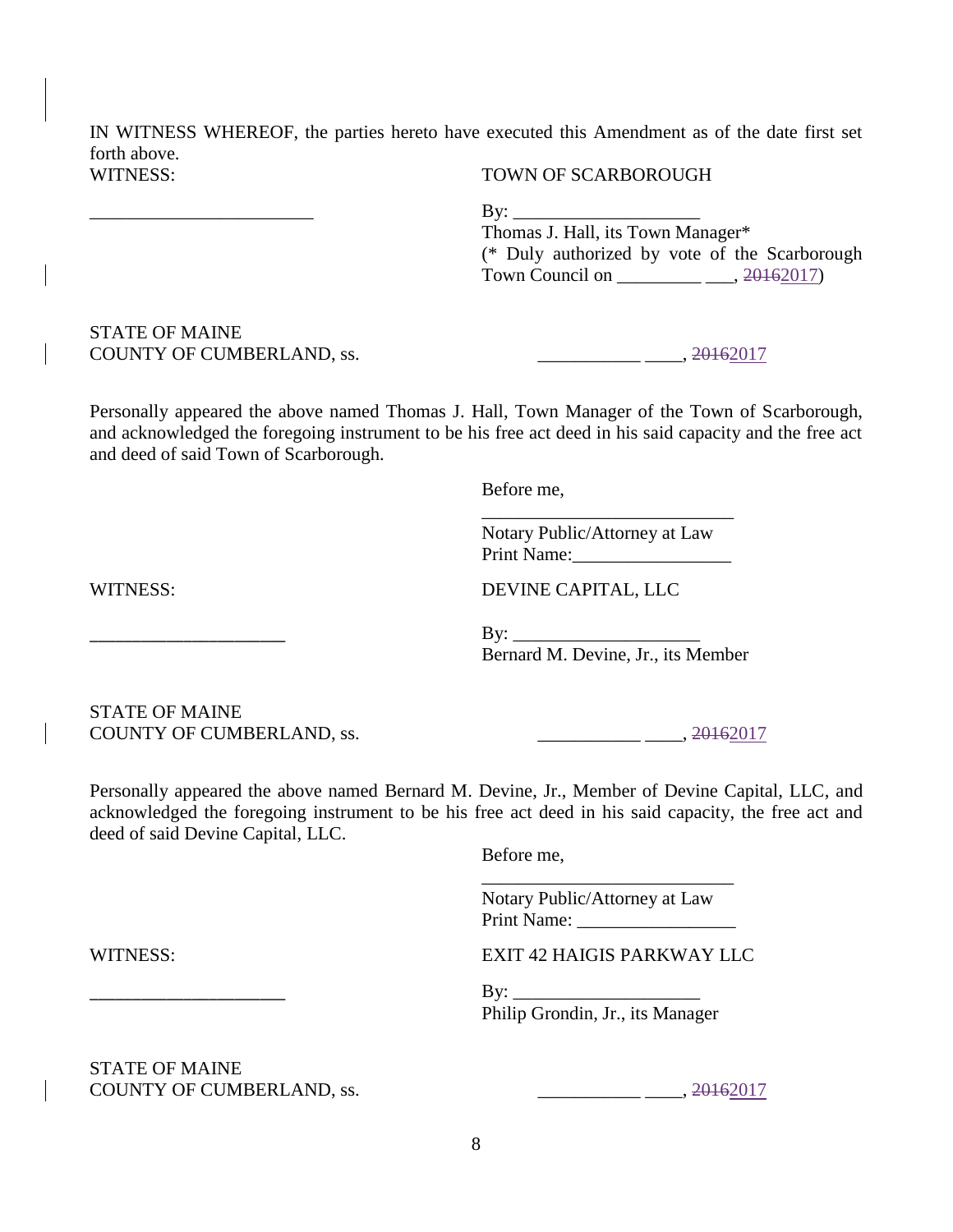IN WITNESS WHEREOF, the parties hereto have executed this Amendment as of the date first set forth above.

WITNESS: TOWN OF SCARBOROUGH

________________________ By: ____________________
Thomas J. Hall, its Town Manager*
(* Duly authorized by vote of the Scarborough Town Council on _________ ___, ~~2016~~2017)

STATE OF MAINE
COUNTY OF CUMBERLAND, ss. ___________ ____, ~~2016~~2017

Personally appeared the above named Thomas J. Hall, Town Manager of the Town of Scarborough, and acknowledged the foregoing instrument to be his free act deed in his said capacity and the free act and deed of said Town of Scarborough.

Before me,

___________________________
Notary Public/Attorney at Law
Print Name:_________________

WITNESS: DEVINE CAPITAL, LLC

_____________________ By: ____________________
Bernard M. Devine, Jr., its Member

STATE OF MAINE
COUNTY OF CUMBERLAND, ss. ___________ ____, ~~2016~~2017

Personally appeared the above named Bernard M. Devine, Jr., Member of Devine Capital, LLC, and acknowledged the foregoing instrument to be his free act deed in his said capacity, the free act and deed of said Devine Capital, LLC.

Before me,

___________________________
Notary Public/Attorney at Law
Print Name: _________________

WITNESS: EXIT 42 HAIGIS PARKWAY LLC

_____________________ By: ____________________
Philip Grondin, Jr., its Manager

STATE OF MAINE
COUNTY OF CUMBERLAND, ss. ___________ ____, ~~2016~~2017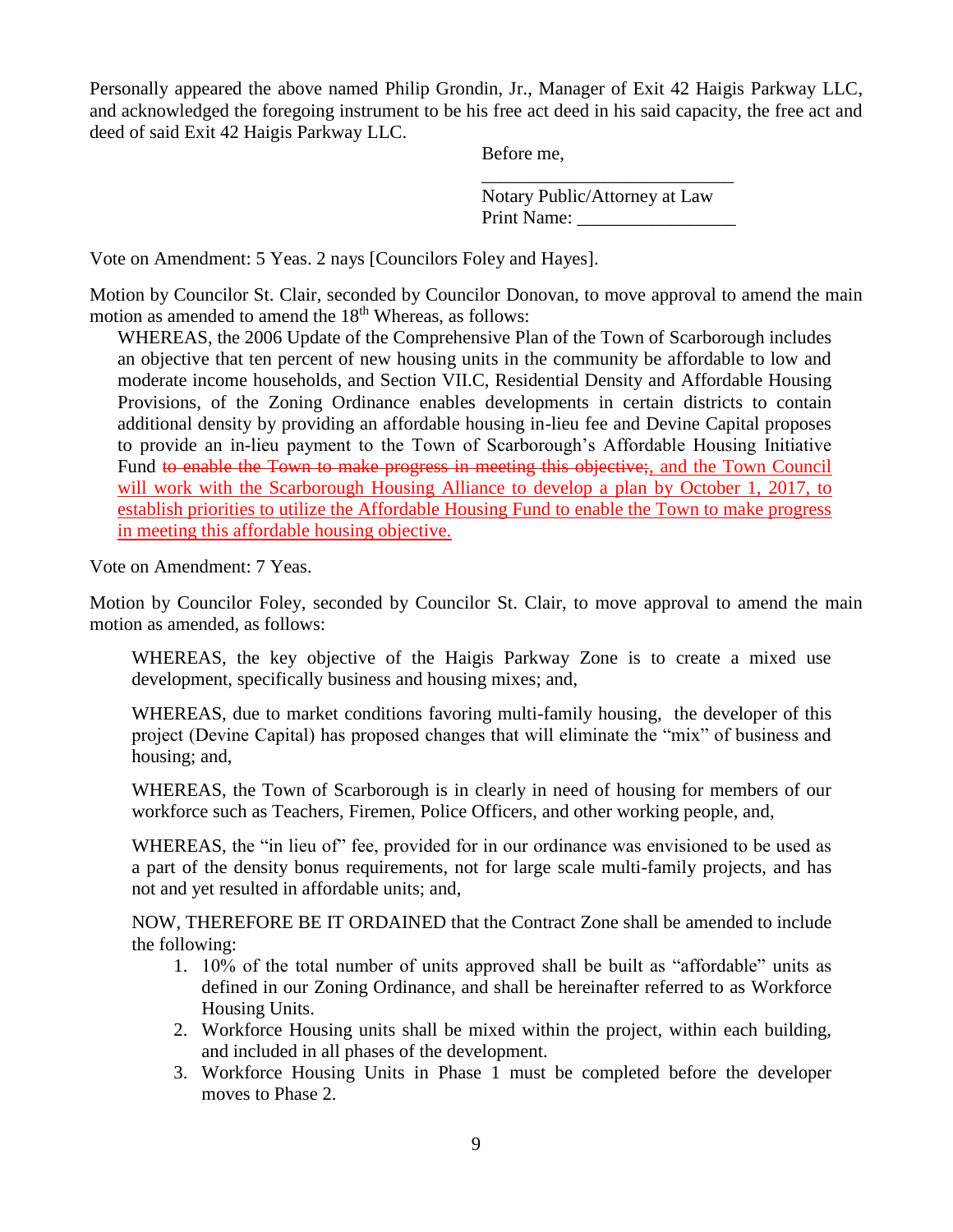Personally appeared the above named Philip Grondin, Jr., Manager of Exit 42 Haigis Parkway LLC, and acknowledged the foregoing instrument to be his free act deed in his said capacity, the free act and deed of said Exit 42 Haigis Parkway LLC.

Before me,

\_\_\_\_\_\_\_\_\_\_\_\_\_\_\_\_\_\_\_\_\_\_\_\_\_\_\_
Notary Public/Attorney at Law
Print Name: \_\_\_\_\_\_\_\_\_\_\_\_\_\_\_\_\_

Vote on Amendment: 5 Yeas. 2 nays [Councilors Foley and Hayes].

Motion by Councilor St. Clair, seconded by Councilor Donovan, to move approval to amend the main motion as amended to amend the 18th Whereas, as follows:

> WHEREAS, the 2006 Update of the Comprehensive Plan of the Town of Scarborough includes an objective that ten percent of new housing units in the community be affordable to low and moderate income households, and Section VII.C, Residential Density and Affordable Housing Provisions, of the Zoning Ordinance enables developments in certain districts to contain additional density by providing an affordable housing in-lieu fee and Devine Capital proposes to provide an in-lieu payment to the Town of Scarborough's Affordable Housing Initiative Fund ~~to enable the Town to make progress in meeting this objective;~~, and the Town Council will work with the Scarborough Housing Alliance to develop a plan by October 1, 2017, to establish priorities to utilize the Affordable Housing Fund to enable the Town to make progress in meeting this affordable housing objective.

Vote on Amendment: 7 Yeas.

Motion by Councilor Foley, seconded by Councilor St. Clair, to move approval to amend the main motion as amended, as follows:

> WHEREAS, the key objective of the Haigis Parkway Zone is to create a mixed use development, specifically business and housing mixes; and,
>
> WHEREAS, due to market conditions favoring multi-family housing, the developer of this project (Devine Capital) has proposed changes that will eliminate the "mix" of business and housing; and,
>
> WHEREAS, the Town of Scarborough is in clearly in need of housing for members of our workforce such as Teachers, Firemen, Police Officers, and other working people, and,
>
> WHEREAS, the "in lieu of" fee, provided for in our ordinance was envisioned to be used as a part of the density bonus requirements, not for large scale multi-family projects, and has not and yet resulted in affordable units; and,
>
> NOW, THEREFORE BE IT ORDAINED that the Contract Zone shall be amended to include the following:
>
> 1. 10% of the total number of units approved shall be built as "affordable" units as defined in our Zoning Ordinance, and shall be hereinafter referred to as Workforce Housing Units.
> 2. Workforce Housing units shall be mixed within the project, within each building, and included in all phases of the development.
> 3. Workforce Housing Units in Phase 1 must be completed before the developer moves to Phase 2.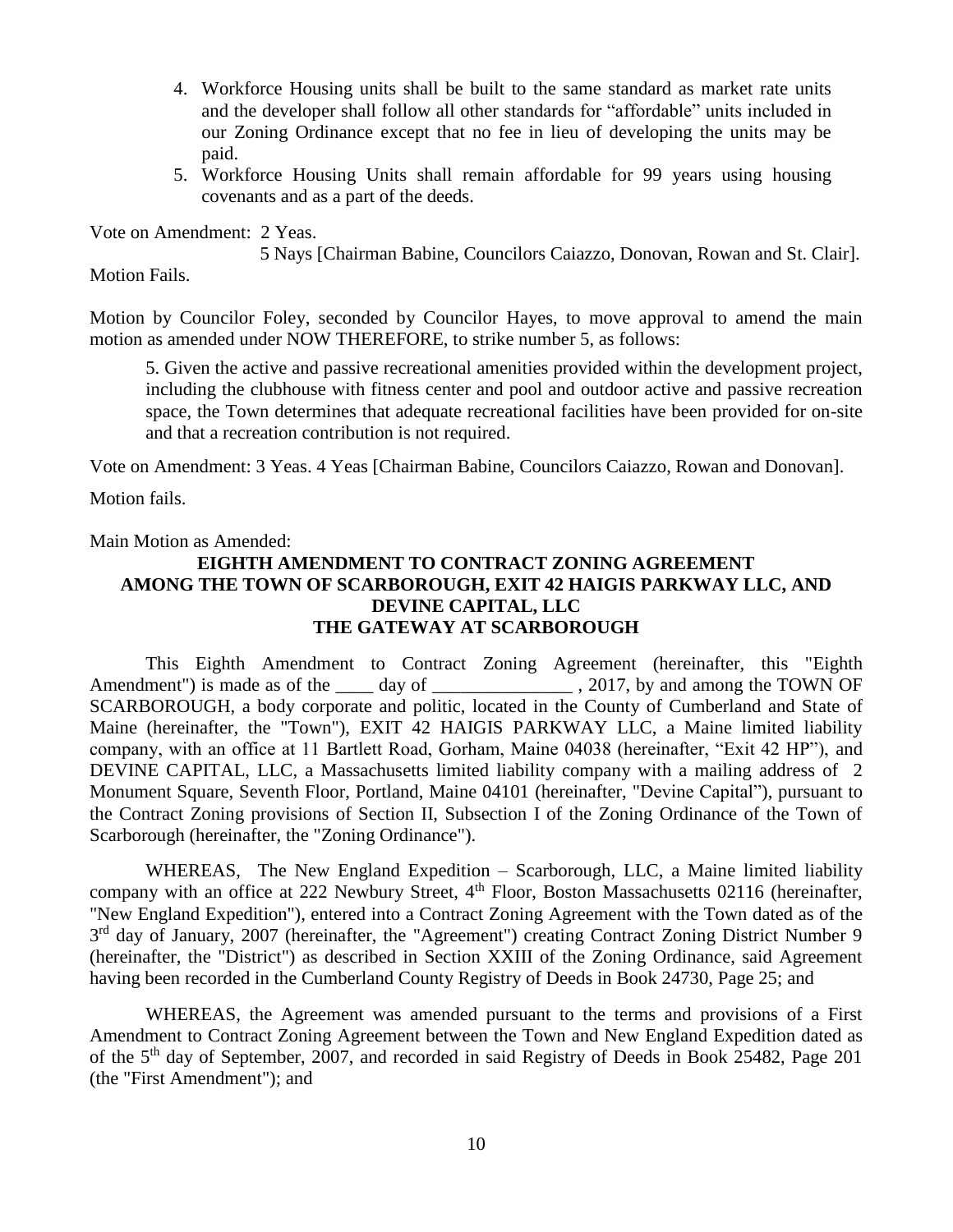4. Workforce Housing units shall be built to the same standard as market rate units and the developer shall follow all other standards for "affordable" units included in our Zoning Ordinance except that no fee in lieu of developing the units may be paid.
5. Workforce Housing Units shall remain affordable for 99 years using housing covenants and as a part of the deeds.

Vote on Amendment: 2 Yeas.
5 Nays [Chairman Babine, Councilors Caiazzo, Donovan, Rowan and St. Clair].
Motion Fails.

Motion by Councilor Foley, seconded by Councilor Hayes, to move approval to amend the main motion as amended under NOW THEREFORE, to strike number 5, as follows:

> 5. Given the active and passive recreational amenities provided within the development project, including the clubhouse with fitness center and pool and outdoor active and passive recreation space, the Town determines that adequate recreational facilities have been provided for on-site and that a recreation contribution is not required.

Vote on Amendment: 3 Yeas. 4 Yeas [Chairman Babine, Councilors Caiazzo, Rowan and Donovan].

Motion fails.

Main Motion as Amended:

**EIGHTH AMENDMENT TO CONTRACT ZONING AGREEMENT AMONG THE TOWN OF SCARBOROUGH, EXIT 42 HAIGIS PARKWAY LLC, AND DEVINE CAPITAL, LLC THE GATEWAY AT SCARBOROUGH**

This Eighth Amendment to Contract Zoning Agreement (hereinafter, this "Eighth Amendment") is made as of the ____ day of _______________ , 2017, by and among the TOWN OF SCARBOROUGH, a body corporate and politic, located in the County of Cumberland and State of Maine (hereinafter, the "Town"), EXIT 42 HAIGIS PARKWAY LLC, a Maine limited liability company, with an office at 11 Bartlett Road, Gorham, Maine 04038 (hereinafter, "Exit 42 HP"), and DEVINE CAPITAL, LLC, a Massachusetts limited liability company with a mailing address of 2 Monument Square, Seventh Floor, Portland, Maine 04101 (hereinafter, "Devine Capital"), pursuant to the Contract Zoning provisions of Section II, Subsection I of the Zoning Ordinance of the Town of Scarborough (hereinafter, the "Zoning Ordinance").

WHEREAS, The New England Expedition – Scarborough, LLC, a Maine limited liability company with an office at 222 Newbury Street, 4th Floor, Boston Massachusetts 02116 (hereinafter, "New England Expedition"), entered into a Contract Zoning Agreement with the Town dated as of the 3rd day of January, 2007 (hereinafter, the "Agreement") creating Contract Zoning District Number 9 (hereinafter, the "District") as described in Section XXIII of the Zoning Ordinance, said Agreement having been recorded in the Cumberland County Registry of Deeds in Book 24730, Page 25; and

WHEREAS, the Agreement was amended pursuant to the terms and provisions of a First Amendment to Contract Zoning Agreement between the Town and New England Expedition dated as of the 5th day of September, 2007, and recorded in said Registry of Deeds in Book 25482, Page 201 (the "First Amendment"); and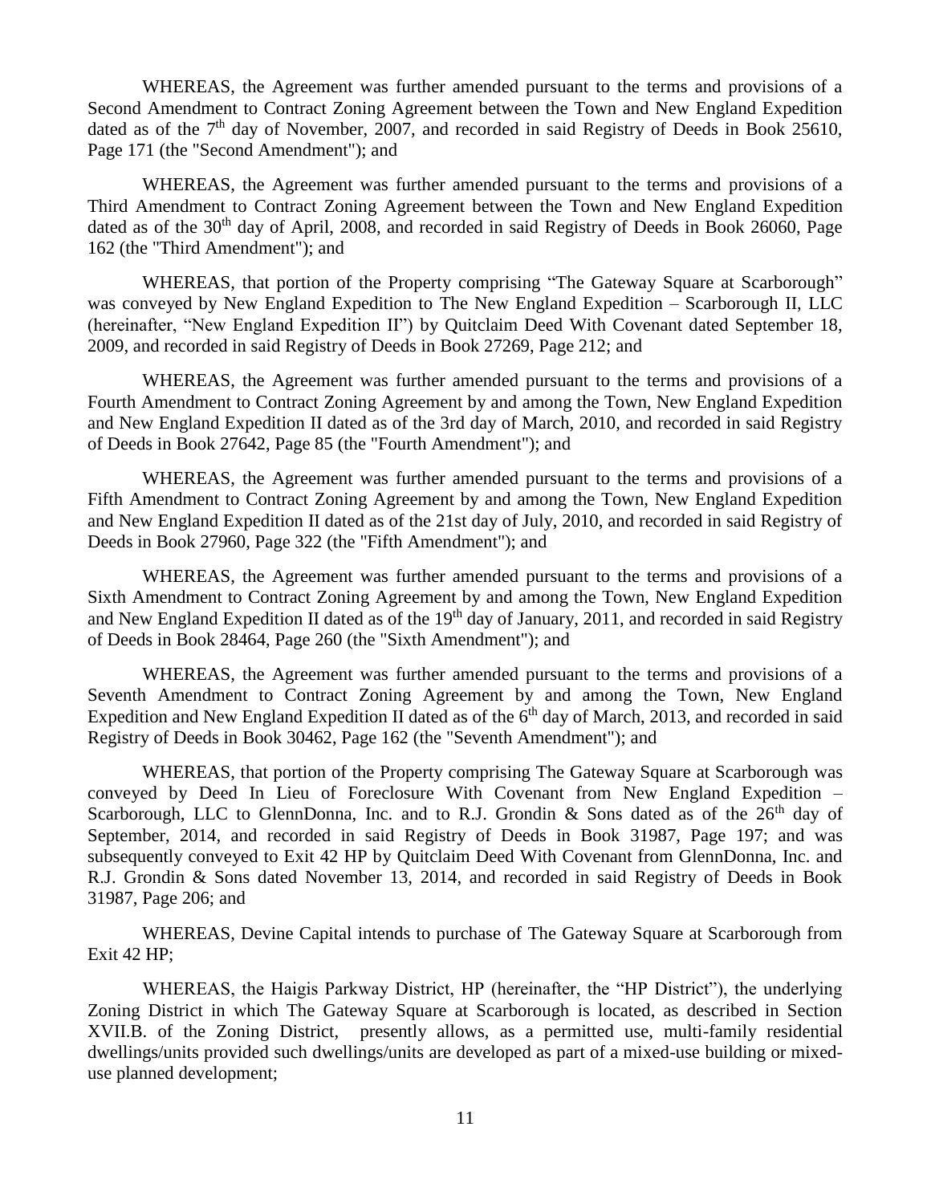WHEREAS, the Agreement was further amended pursuant to the terms and provisions of a Second Amendment to Contract Zoning Agreement between the Town and New England Expedition dated as of the 7th day of November, 2007, and recorded in said Registry of Deeds in Book 25610, Page 171 (the "Second Amendment"); and

WHEREAS, the Agreement was further amended pursuant to the terms and provisions of a Third Amendment to Contract Zoning Agreement between the Town and New England Expedition dated as of the 30th day of April, 2008, and recorded in said Registry of Deeds in Book 26060, Page 162 (the "Third Amendment"); and

WHEREAS, that portion of the Property comprising "The Gateway Square at Scarborough" was conveyed by New England Expedition to The New England Expedition – Scarborough II, LLC (hereinafter, "New England Expedition II") by Quitclaim Deed With Covenant dated September 18, 2009, and recorded in said Registry of Deeds in Book 27269, Page 212; and

WHEREAS, the Agreement was further amended pursuant to the terms and provisions of a Fourth Amendment to Contract Zoning Agreement by and among the Town, New England Expedition and New England Expedition II dated as of the 3rd day of March, 2010, and recorded in said Registry of Deeds in Book 27642, Page 85 (the "Fourth Amendment"); and

WHEREAS, the Agreement was further amended pursuant to the terms and provisions of a Fifth Amendment to Contract Zoning Agreement by and among the Town, New England Expedition and New England Expedition II dated as of the 21st day of July, 2010, and recorded in said Registry of Deeds in Book 27960, Page 322 (the "Fifth Amendment"); and

WHEREAS, the Agreement was further amended pursuant to the terms and provisions of a Sixth Amendment to Contract Zoning Agreement by and among the Town, New England Expedition and New England Expedition II dated as of the 19th day of January, 2011, and recorded in said Registry of Deeds in Book 28464, Page 260 (the "Sixth Amendment"); and

WHEREAS, the Agreement was further amended pursuant to the terms and provisions of a Seventh Amendment to Contract Zoning Agreement by and among the Town, New England Expedition and New England Expedition II dated as of the 6th day of March, 2013, and recorded in said Registry of Deeds in Book 30462, Page 162 (the "Seventh Amendment"); and

WHEREAS, that portion of the Property comprising The Gateway Square at Scarborough was conveyed by Deed In Lieu of Foreclosure With Covenant from New England Expedition – Scarborough, LLC to GlennDonna, Inc. and to R.J. Grondin & Sons dated as of the 26th day of September, 2014, and recorded in said Registry of Deeds in Book 31987, Page 197; and was subsequently conveyed to Exit 42 HP by Quitclaim Deed With Covenant from GlennDonna, Inc. and R.J. Grondin & Sons dated November 13, 2014, and recorded in said Registry of Deeds in Book 31987, Page 206; and

WHEREAS, Devine Capital intends to purchase of The Gateway Square at Scarborough from Exit 42 HP;

WHEREAS, the Haigis Parkway District, HP (hereinafter, the "HP District"), the underlying Zoning District in which The Gateway Square at Scarborough is located, as described in Section XVII.B. of the Zoning District, presently allows, as a permitted use, multi-family residential dwellings/units provided such dwellings/units are developed as part of a mixed-use building or mixed-use planned development;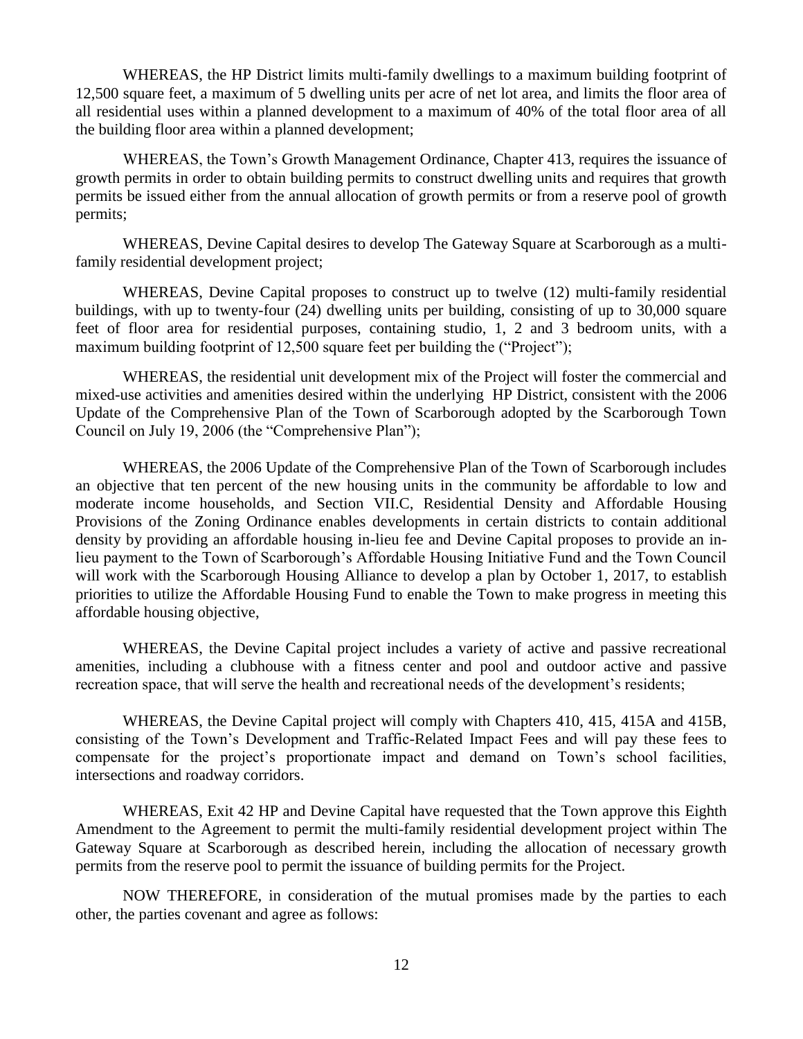WHEREAS, the HP District limits multi-family dwellings to a maximum building footprint of 12,500 square feet, a maximum of 5 dwelling units per acre of net lot area, and limits the floor area of all residential uses within a planned development to a maximum of 40% of the total floor area of all the building floor area within a planned development;

WHEREAS, the Town's Growth Management Ordinance, Chapter 413, requires the issuance of growth permits in order to obtain building permits to construct dwelling units and requires that growth permits be issued either from the annual allocation of growth permits or from a reserve pool of growth permits;

WHEREAS, Devine Capital desires to develop The Gateway Square at Scarborough as a multi-family residential development project;

WHEREAS, Devine Capital proposes to construct up to twelve (12) multi-family residential buildings, with up to twenty-four (24) dwelling units per building, consisting of up to 30,000 square feet of floor area for residential purposes, containing studio, 1, 2 and 3 bedroom units, with a maximum building footprint of 12,500 square feet per building the ("Project");

WHEREAS, the residential unit development mix of the Project will foster the commercial and mixed-use activities and amenities desired within the underlying HP District, consistent with the 2006 Update of the Comprehensive Plan of the Town of Scarborough adopted by the Scarborough Town Council on July 19, 2006 (the "Comprehensive Plan");

WHEREAS, the 2006 Update of the Comprehensive Plan of the Town of Scarborough includes an objective that ten percent of the new housing units in the community be affordable to low and moderate income households, and Section VII.C, Residential Density and Affordable Housing Provisions of the Zoning Ordinance enables developments in certain districts to contain additional density by providing an affordable housing in-lieu fee and Devine Capital proposes to provide an in-lieu payment to the Town of Scarborough's Affordable Housing Initiative Fund and the Town Council will work with the Scarborough Housing Alliance to develop a plan by October 1, 2017, to establish priorities to utilize the Affordable Housing Fund to enable the Town to make progress in meeting this affordable housing objective,

WHEREAS, the Devine Capital project includes a variety of active and passive recreational amenities, including a clubhouse with a fitness center and pool and outdoor active and passive recreation space, that will serve the health and recreational needs of the development's residents;

WHEREAS, the Devine Capital project will comply with Chapters 410, 415, 415A and 415B, consisting of the Town's Development and Traffic-Related Impact Fees and will pay these fees to compensate for the project's proportionate impact and demand on Town's school facilities, intersections and roadway corridors.

WHEREAS, Exit 42 HP and Devine Capital have requested that the Town approve this Eighth Amendment to the Agreement to permit the multi-family residential development project within The Gateway Square at Scarborough as described herein, including the allocation of necessary growth permits from the reserve pool to permit the issuance of building permits for the Project.

NOW THEREFORE, in consideration of the mutual promises made by the parties to each other, the parties covenant and agree as follows: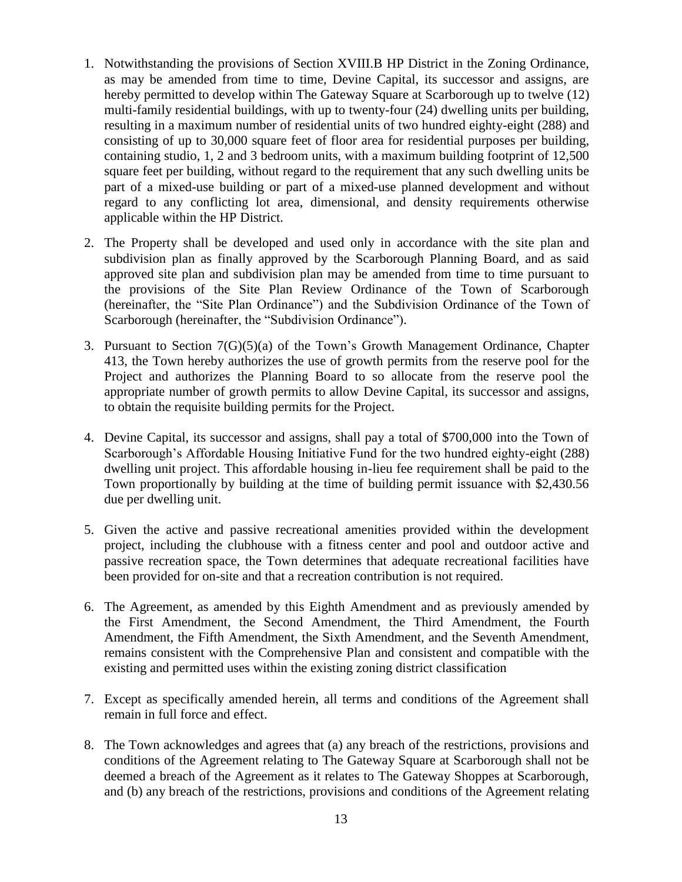1. Notwithstanding the provisions of Section XVIII.B HP District in the Zoning Ordinance, as may be amended from time to time, Devine Capital, its successor and assigns, are hereby permitted to develop within The Gateway Square at Scarborough up to twelve (12) multi-family residential buildings, with up to twenty-four (24) dwelling units per building, resulting in a maximum number of residential units of two hundred eighty-eight (288) and consisting of up to 30,000 square feet of floor area for residential purposes per building, containing studio, 1, 2 and 3 bedroom units, with a maximum building footprint of 12,500 square feet per building, without regard to the requirement that any such dwelling units be part of a mixed-use building or part of a mixed-use planned development and without regard to any conflicting lot area, dimensional, and density requirements otherwise applicable within the HP District.

2. The Property shall be developed and used only in accordance with the site plan and subdivision plan as finally approved by the Scarborough Planning Board, and as said approved site plan and subdivision plan may be amended from time to time pursuant to the provisions of the Site Plan Review Ordinance of the Town of Scarborough (hereinafter, the "Site Plan Ordinance") and the Subdivision Ordinance of the Town of Scarborough (hereinafter, the "Subdivision Ordinance").

3. Pursuant to Section 7(G)(5)(a) of the Town's Growth Management Ordinance, Chapter 413, the Town hereby authorizes the use of growth permits from the reserve pool for the Project and authorizes the Planning Board to so allocate from the reserve pool the appropriate number of growth permits to allow Devine Capital, its successor and assigns, to obtain the requisite building permits for the Project.

4. Devine Capital, its successor and assigns, shall pay a total of $700,000 into the Town of Scarborough's Affordable Housing Initiative Fund for the two hundred eighty-eight (288) dwelling unit project. This affordable housing in-lieu fee requirement shall be paid to the Town proportionally by building at the time of building permit issuance with $2,430.56 due per dwelling unit.

5. Given the active and passive recreational amenities provided within the development project, including the clubhouse with a fitness center and pool and outdoor active and passive recreation space, the Town determines that adequate recreational facilities have been provided for on-site and that a recreation contribution is not required.

6. The Agreement, as amended by this Eighth Amendment and as previously amended by the First Amendment, the Second Amendment, the Third Amendment, the Fourth Amendment, the Fifth Amendment, the Sixth Amendment, and the Seventh Amendment, remains consistent with the Comprehensive Plan and consistent and compatible with the existing and permitted uses within the existing zoning district classification

7. Except as specifically amended herein, all terms and conditions of the Agreement shall remain in full force and effect.

8. The Town acknowledges and agrees that (a) any breach of the restrictions, provisions and conditions of the Agreement relating to The Gateway Square at Scarborough shall not be deemed a breach of the Agreement as it relates to The Gateway Shoppes at Scarborough, and (b) any breach of the restrictions, provisions and conditions of the Agreement relating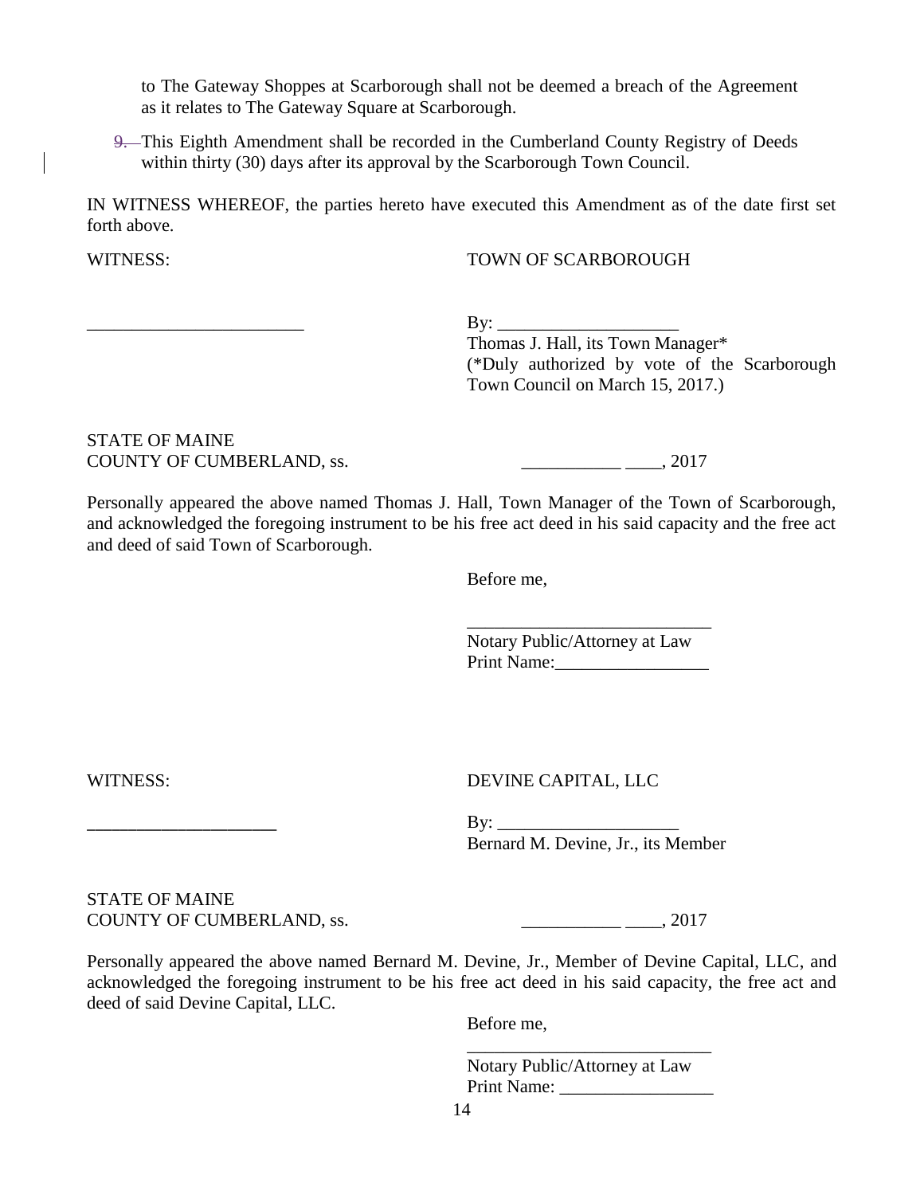to The Gateway Shoppes at Scarborough shall not be deemed a breach of the Agreement as it relates to The Gateway Square at Scarborough.

9. This Eighth Amendment shall be recorded in the Cumberland County Registry of Deeds within thirty (30) days after its approval by the Scarborough Town Council.

IN WITNESS WHEREOF, the parties hereto have executed this Amendment as of the date first set forth above.

WITNESS: TOWN OF SCARBOROUGH

________________________ By: ____________________
Thomas J. Hall, its Town Manager*
(*Duly authorized by vote of the Scarborough Town Council on March 15, 2017.)

STATE OF MAINE
COUNTY OF CUMBERLAND, ss. ___________ ____, 2017

Personally appeared the above named Thomas J. Hall, Town Manager of the Town of Scarborough, and acknowledged the foregoing instrument to be his free act deed in his said capacity and the free act and deed of said Town of Scarborough.

Before me,

___________________________
Notary Public/Attorney at Law
Print Name:_________________

WITNESS: DEVINE CAPITAL, LLC

_____________________ By: ____________________
Bernard M. Devine, Jr., its Member

STATE OF MAINE
COUNTY OF CUMBERLAND, ss. ___________ ____, 2017

Personally appeared the above named Bernard M. Devine, Jr., Member of Devine Capital, LLC, and acknowledged the foregoing instrument to be his free act deed in his said capacity, the free act and deed of said Devine Capital, LLC.

Before me,

___________________________
Notary Public/Attorney at Law
Print Name: _________________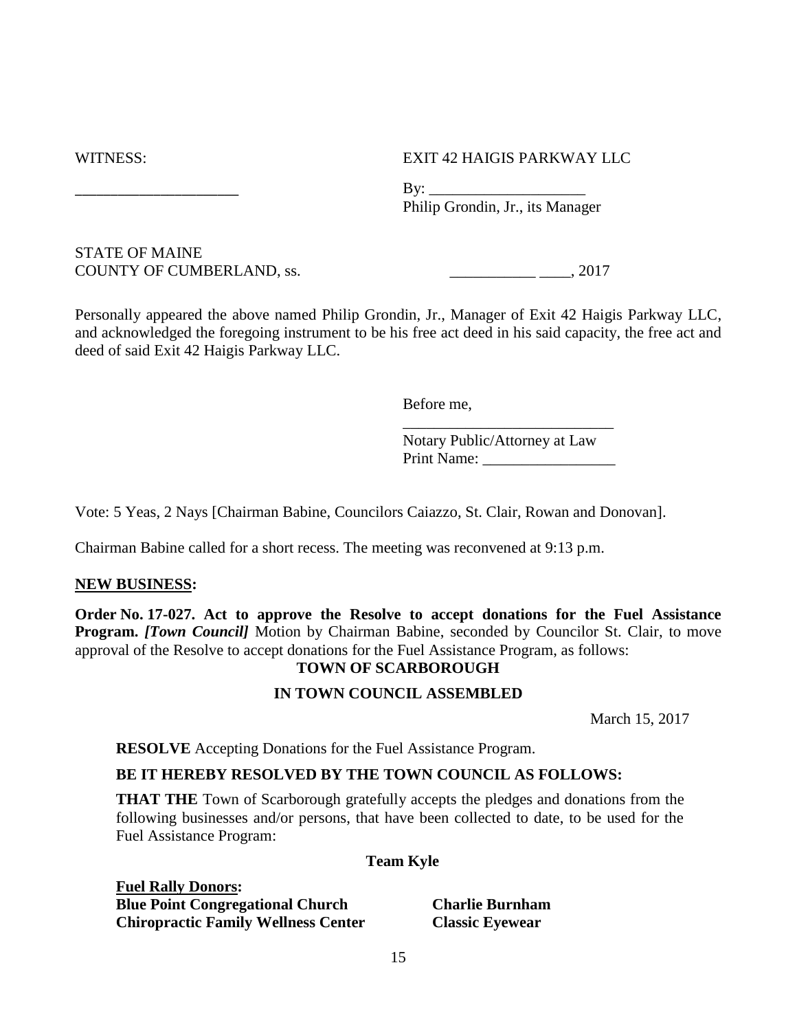WITNESS: EXIT 42 HAIGIS PARKWAY LLC

_____________________ By: ____________________
Philip Grondin, Jr., its Manager

STATE OF MAINE
COUNTY OF CUMBERLAND, ss. ___________ ____, 2017

Personally appeared the above named Philip Grondin, Jr., Manager of Exit 42 Haigis Parkway LLC, and acknowledged the foregoing instrument to be his free act deed in his said capacity, the free act and deed of said Exit 42 Haigis Parkway LLC.

Before me,

____________________________
Notary Public/Attorney at Law
Print Name: _________________

Vote: 5 Yeas, 2 Nays [Chairman Babine, Councilors Caiazzo, St. Clair, Rowan and Donovan].

Chairman Babine called for a short recess. The meeting was reconvened at 9:13 p.m.

**NEW BUSINESS:**

**Order No. 17-027. Act to approve the Resolve to accept donations for the Fuel Assistance Program.** ***[Town Council]*** Motion by Chairman Babine, seconded by Councilor St. Clair, to move approval of the Resolve to accept donations for the Fuel Assistance Program, as follows:

**TOWN OF SCARBOROUGH**

**IN TOWN COUNCIL ASSEMBLED**

March 15, 2017

**RESOLVE** Accepting Donations for the Fuel Assistance Program.

**BE IT HEREBY RESOLVED BY THE TOWN COUNCIL AS FOLLOWS:**

**THAT THE** Town of Scarborough gratefully accepts the pledges and donations from the following businesses and/or persons, that have been collected to date, to be used for the Fuel Assistance Program:

**Team Kyle**

**Fuel Rally Donors:**

| | |
|---|---|
| **Blue Point Congregational Church** | **Charlie Burnham** |
| **Chiropractic Family Wellness Center** | **Classic Eyewear** |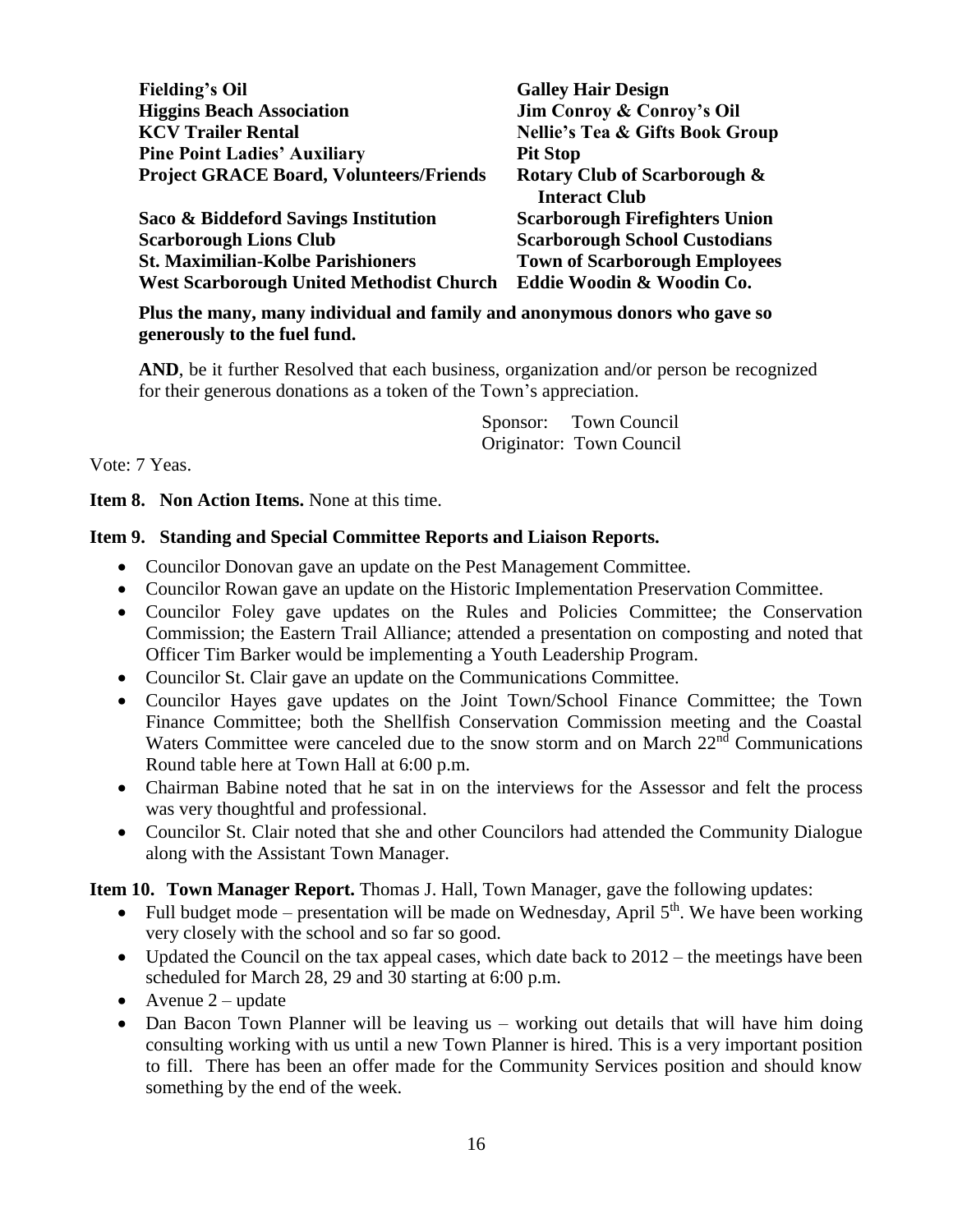| | |
|---|---|
| **Fielding's Oil** | **Galley Hair Design** |
| **Higgins Beach Association** | **Jim Conroy & Conroy's Oil** |
| **KCV Trailer Rental** | **Nellie's Tea & Gifts Book Group** |
| **Pine Point Ladies' Auxiliary** | **Pit Stop** |
| **Project GRACE Board, Volunteers/Friends** | **Rotary Club of Scarborough & Interact Club** |
| **Saco & Biddeford Savings Institution** | **Scarborough Firefighters Union** |
| **Scarborough Lions Club** | **Scarborough School Custodians** |
| **St. Maximilian-Kolbe Parishioners** | **Town of Scarborough Employees** |
| **West Scarborough United Methodist Church** | **Eddie Woodin & Woodin Co.** |

**Plus the many, many individual and family and anonymous donors who gave so generously to the fuel fund.**

**AND**, be it further Resolved that each business, organization and/or person be recognized for their generous donations as a token of the Town's appreciation.

Sponsor: Town Council
Originator: Town Council

Vote: 7 Yeas.

**Item 8. Non Action Items.** None at this time.

**Item 9. Standing and Special Committee Reports and Liaison Reports.**

- Councilor Donovan gave an update on the Pest Management Committee.
- Councilor Rowan gave an update on the Historic Implementation Preservation Committee.
- Councilor Foley gave updates on the Rules and Policies Committee; the Conservation Commission; the Eastern Trail Alliance; attended a presentation on composting and noted that Officer Tim Barker would be implementing a Youth Leadership Program.
- Councilor St. Clair gave an update on the Communications Committee.
- Councilor Hayes gave updates on the Joint Town/School Finance Committee; the Town Finance Committee; both the Shellfish Conservation Commission meeting and the Coastal Waters Committee were canceled due to the snow storm and on March 22nd Communications Round table here at Town Hall at 6:00 p.m.
- Chairman Babine noted that he sat in on the interviews for the Assessor and felt the process was very thoughtful and professional.
- Councilor St. Clair noted that she and other Councilors had attended the Community Dialogue along with the Assistant Town Manager.

**Item 10. Town Manager Report.** Thomas J. Hall, Town Manager, gave the following updates:

- Full budget mode – presentation will be made on Wednesday, April 5th. We have been working very closely with the school and so far so good.
- Updated the Council on the tax appeal cases, which date back to 2012 – the meetings have been scheduled for March 28, 29 and 30 starting at 6:00 p.m.
- Avenue 2 – update
- Dan Bacon Town Planner will be leaving us – working out details that will have him doing consulting working with us until a new Town Planner is hired. This is a very important position to fill. There has been an offer made for the Community Services position and should know something by the end of the week.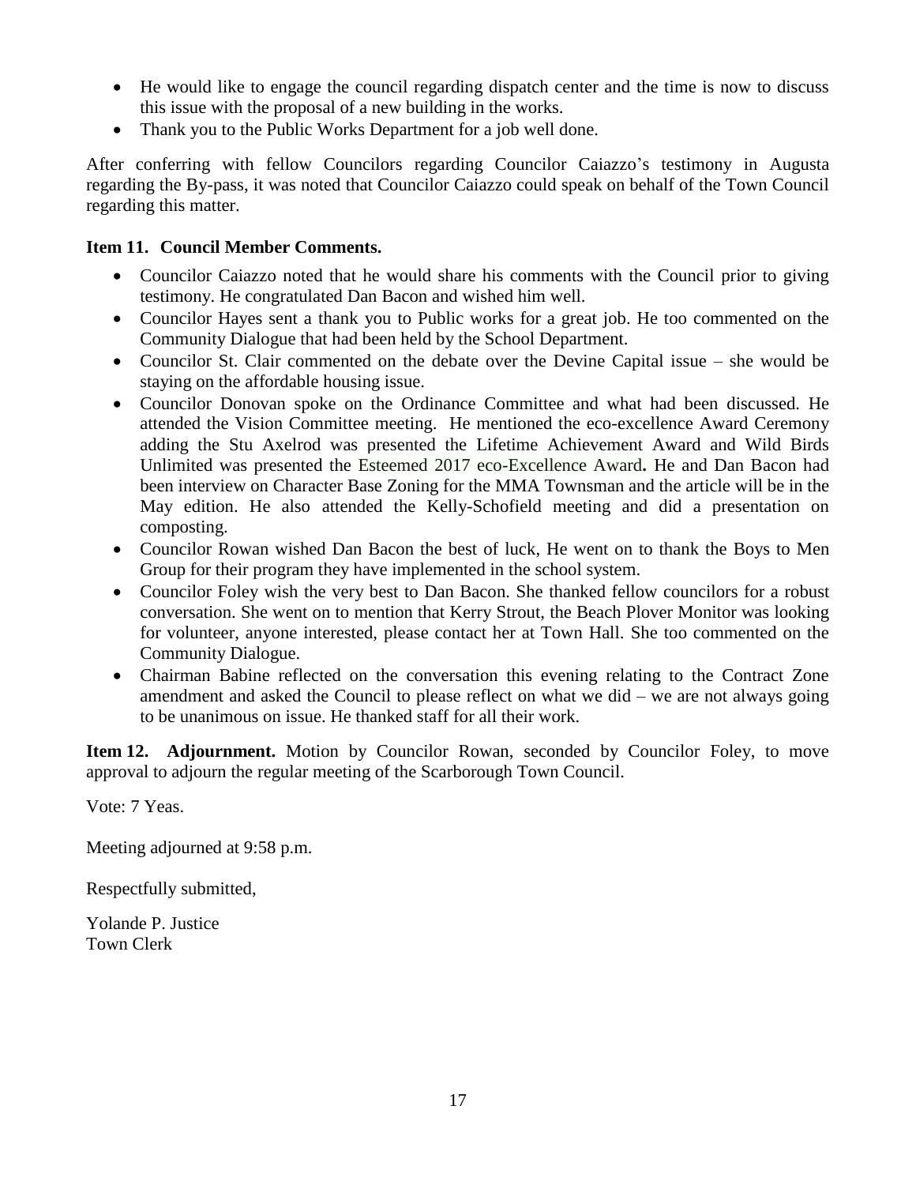- He would like to engage the council regarding dispatch center and the time is now to discuss this issue with the proposal of a new building in the works.
- Thank you to the Public Works Department for a job well done.

After conferring with fellow Councilors regarding Councilor Caiazzo's testimony in Augusta regarding the By-pass, it was noted that Councilor Caiazzo could speak on behalf of the Town Council regarding this matter.

**Item 11. Council Member Comments.**

- Councilor Caiazzo noted that he would share his comments with the Council prior to giving testimony. He congratulated Dan Bacon and wished him well.
- Councilor Hayes sent a thank you to Public works for a great job. He too commented on the Community Dialogue that had been held by the School Department.
- Councilor St. Clair commented on the debate over the Devine Capital issue – she would be staying on the affordable housing issue.
- Councilor Donovan spoke on the Ordinance Committee and what had been discussed. He attended the Vision Committee meeting. He mentioned the eco-excellence Award Ceremony adding the Stu Axelrod was presented the Lifetime Achievement Award and Wild Birds Unlimited was presented the Esteemed 2017 eco-Excellence Award**.** He and Dan Bacon had been interview on Character Base Zoning for the MMA Townsman and the article will be in the May edition. He also attended the Kelly-Schofield meeting and did a presentation on composting.
- Councilor Rowan wished Dan Bacon the best of luck, He went on to thank the Boys to Men Group for their program they have implemented in the school system.
- Councilor Foley wish the very best to Dan Bacon. She thanked fellow councilors for a robust conversation. She went on to mention that Kerry Strout, the Beach Plover Monitor was looking for volunteer, anyone interested, please contact her at Town Hall. She too commented on the Community Dialogue.
- Chairman Babine reflected on the conversation this evening relating to the Contract Zone amendment and asked the Council to please reflect on what we did – we are not always going to be unanimous on issue. He thanked staff for all their work.

**Item 12. Adjournment.** Motion by Councilor Rowan, seconded by Councilor Foley, to move approval to adjourn the regular meeting of the Scarborough Town Council.

Vote: 7 Yeas.

Meeting adjourned at 9:58 p.m.

Respectfully submitted,

Yolande P. Justice
Town Clerk